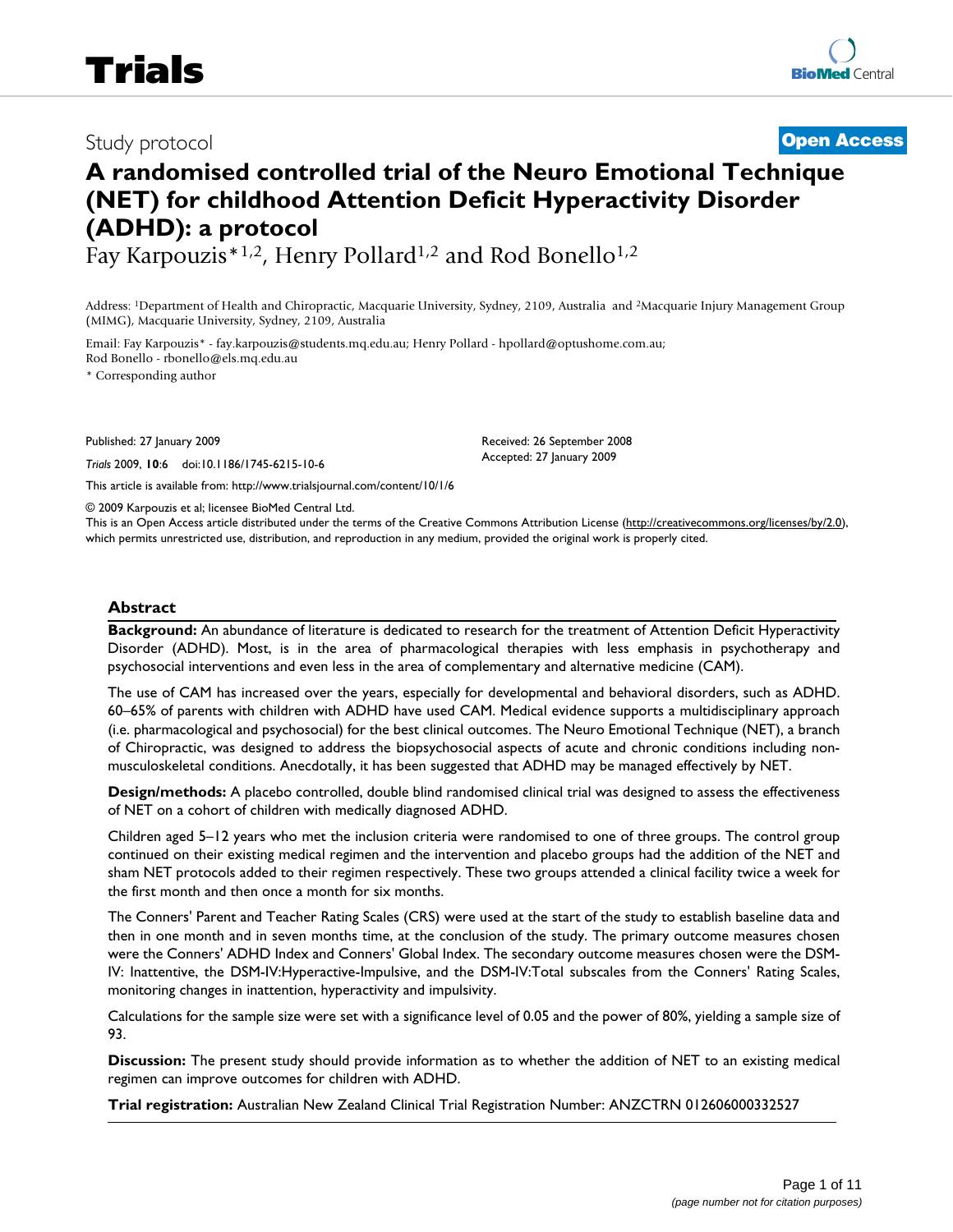Study protocol

**Open Access**

# A randomised controlled trial of the Neuro Emotional Technique (NET) for childhood Attention Deficit Hyperactivity Disorder (ADHD): a protocol

Fay Karpouzis*[1,2], Henry Pollard[1,2] and Rod Bonello[1,2]

Address: [1]Department of Health and Chiropractic, Macquarie University, Sydney, 2109, Australia and [2]Macquarie Injury Management Group (MIMG), Macquarie University, Sydney, 2109, Australia

Email: Fay Karpouzis* - fay.karpouzis@students.mq.edu.au; Henry Pollard - hpollard@optushome.com.au; Rod Bonello - rbonello@els.mq.edu.au

\* Corresponding author

Published: 27 January 2009

*Trials* 2009, **10**:6 doi:10.1186/1745-6215-10-6

Received: 26 September 2008

Accepted: 27 January 2009

This article is available from: http://www.trialsjournal.com/content/10/1/6

© 2009 Karpouzis et al; licensee BioMed Central Ltd.

This is an Open Access article distributed under the terms of the Creative Commons Attribution License (http://creativecommons.org/licenses/by/2.0), which permits unrestricted use, distribution, and reproduction in any medium, provided the original work is properly cited.

## Abstract

**Background:** An abundance of literature is dedicated to research for the treatment of Attention Deficit Hyperactivity Disorder (ADHD). Most, is in the area of pharmacological therapies with less emphasis in psychotherapy and psychosocial interventions and even less in the area of complementary and alternative medicine (CAM).

The use of CAM has increased over the years, especially for developmental and behavioral disorders, such as ADHD. 60–65% of parents with children with ADHD have used CAM. Medical evidence supports a multidisciplinary approach (i.e. pharmacological and psychosocial) for the best clinical outcomes. The Neuro Emotional Technique (NET), a branch of Chiropractic, was designed to address the biopsychosocial aspects of acute and chronic conditions including non-musculoskeletal conditions. Anecdotally, it has been suggested that ADHD may be managed effectively by NET.

**Design/methods:** A placebo controlled, double blind randomised clinical trial was designed to assess the effectiveness of NET on a cohort of children with medically diagnosed ADHD.

Children aged 5–12 years who met the inclusion criteria were randomised to one of three groups. The control group continued on their existing medical regimen and the intervention and placebo groups had the addition of the NET and sham NET protocols added to their regimen respectively. These two groups attended a clinical facility twice a week for the first month and then once a month for six months.

The Conners' Parent and Teacher Rating Scales (CRS) were used at the start of the study to establish baseline data and then in one month and in seven months time, at the conclusion of the study. The primary outcome measures chosen were the Conners' ADHD Index and Conners' Global Index. The secondary outcome measures chosen were the DSM-IV: Inattentive, the DSM-IV:Hyperactive-Impulsive, and the DSM-IV:Total subscales from the Conners' Rating Scales, monitoring changes in inattention, hyperactivity and impulsivity.

Calculations for the sample size were set with a significance level of 0.05 and the power of 80%, yielding a sample size of 93.

**Discussion:** The present study should provide information as to whether the addition of NET to an existing medical regimen can improve outcomes for children with ADHD.

**Trial registration:** Australian New Zealand Clinical Trial Registration Number: ANZCTRN 012606000332527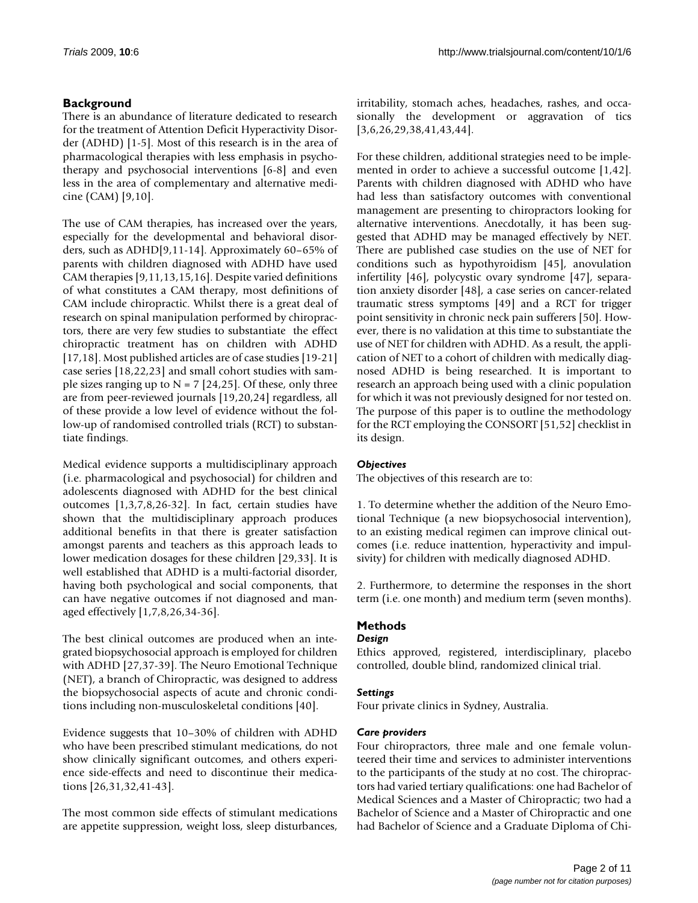## Background

There is an abundance of literature dedicated to research for the treatment of Attention Deficit Hyperactivity Disorder (ADHD) [1-5]. Most of this research is in the area of pharmacological therapies with less emphasis in psychotherapy and psychosocial interventions [6-8] and even less in the area of complementary and alternative medicine (CAM) [9,10].

The use of CAM therapies, has increased over the years, especially for the developmental and behavioral disorders, such as ADHD[9,11-14]. Approximately 60–65% of parents with children diagnosed with ADHD have used CAM therapies [9,11,13,15,16]. Despite varied definitions of what constitutes a CAM therapy, most definitions of CAM include chiropractic. Whilst there is a great deal of research on spinal manipulation performed by chiropractors, there are very few studies to substantiate the effect chiropractic treatment has on children with ADHD [17,18]. Most published articles are of case studies [19-21] case series [18,22,23] and small cohort studies with sample sizes ranging up to N = 7 [24,25]. Of these, only three are from peer-reviewed journals [19,20,24] regardless, all of these provide a low level of evidence without the follow-up of randomised controlled trials (RCT) to substantiate findings.

Medical evidence supports a multidisciplinary approach (i.e. pharmacological and psychosocial) for children and adolescents diagnosed with ADHD for the best clinical outcomes [1,3,7,8,26-32]. In fact, certain studies have shown that the multidisciplinary approach produces additional benefits in that there is greater satisfaction amongst parents and teachers as this approach leads to lower medication dosages for these children [29,33]. It is well established that ADHD is a multi-factorial disorder, having both psychological and social components, that can have negative outcomes if not diagnosed and managed effectively [1,7,8,26,34-36].

The best clinical outcomes are produced when an integrated biopsychosocial approach is employed for children with ADHD [27,37-39]. The Neuro Emotional Technique (NET), a branch of Chiropractic, was designed to address the biopsychosocial aspects of acute and chronic conditions including non-musculoskeletal conditions [40].

Evidence suggests that 10–30% of children with ADHD who have been prescribed stimulant medications, do not show clinically significant outcomes, and others experience side-effects and need to discontinue their medications [26,31,32,41-43].

The most common side effects of stimulant medications are appetite suppression, weight loss, sleep disturbances, irritability, stomach aches, headaches, rashes, and occasionally the development or aggravation of tics [3,6,26,29,38,41,43,44].

For these children, additional strategies need to be implemented in order to achieve a successful outcome [1,42]. Parents with children diagnosed with ADHD who have had less than satisfactory outcomes with conventional management are presenting to chiropractors looking for alternative interventions. Anecdotally, it has been suggested that ADHD may be managed effectively by NET. There are published case studies on the use of NET for conditions such as hypothyroidism [45], anovulation infertility [46], polycystic ovary syndrome [47], separation anxiety disorder [48], a case series on cancer-related traumatic stress symptoms [49] and a RCT for trigger point sensitivity in chronic neck pain sufferers [50]. However, there is no validation at this time to substantiate the use of NET for children with ADHD. As a result, the application of NET to a cohort of children with medically diagnosed ADHD is being researched. It is important to research an approach being used with a clinic population for which it was not previously designed for nor tested on. The purpose of this paper is to outline the methodology for the RCT employing the CONSORT [51,52] checklist in its design.

### *Objectives*

The objectives of this research are to:

1. To determine whether the addition of the Neuro Emotional Technique (a new biopsychosocial intervention), to an existing medical regimen can improve clinical outcomes (i.e. reduce inattention, hyperactivity and impulsivity) for children with medically diagnosed ADHD.

2. Furthermore, to determine the responses in the short term (i.e. one month) and medium term (seven months).

## Methods

### *Design*

Ethics approved, registered, interdisciplinary, placebo controlled, double blind, randomized clinical trial.

### *Settings*

Four private clinics in Sydney, Australia.

### *Care providers*

Four chiropractors, three male and one female volunteered their time and services to administer interventions to the participants of the study at no cost. The chiropractors had varied tertiary qualifications: one had Bachelor of Medical Sciences and a Master of Chiropractic; two had a Bachelor of Science and a Master of Chiropractic and one had Bachelor of Science and a Graduate Diploma of Chi-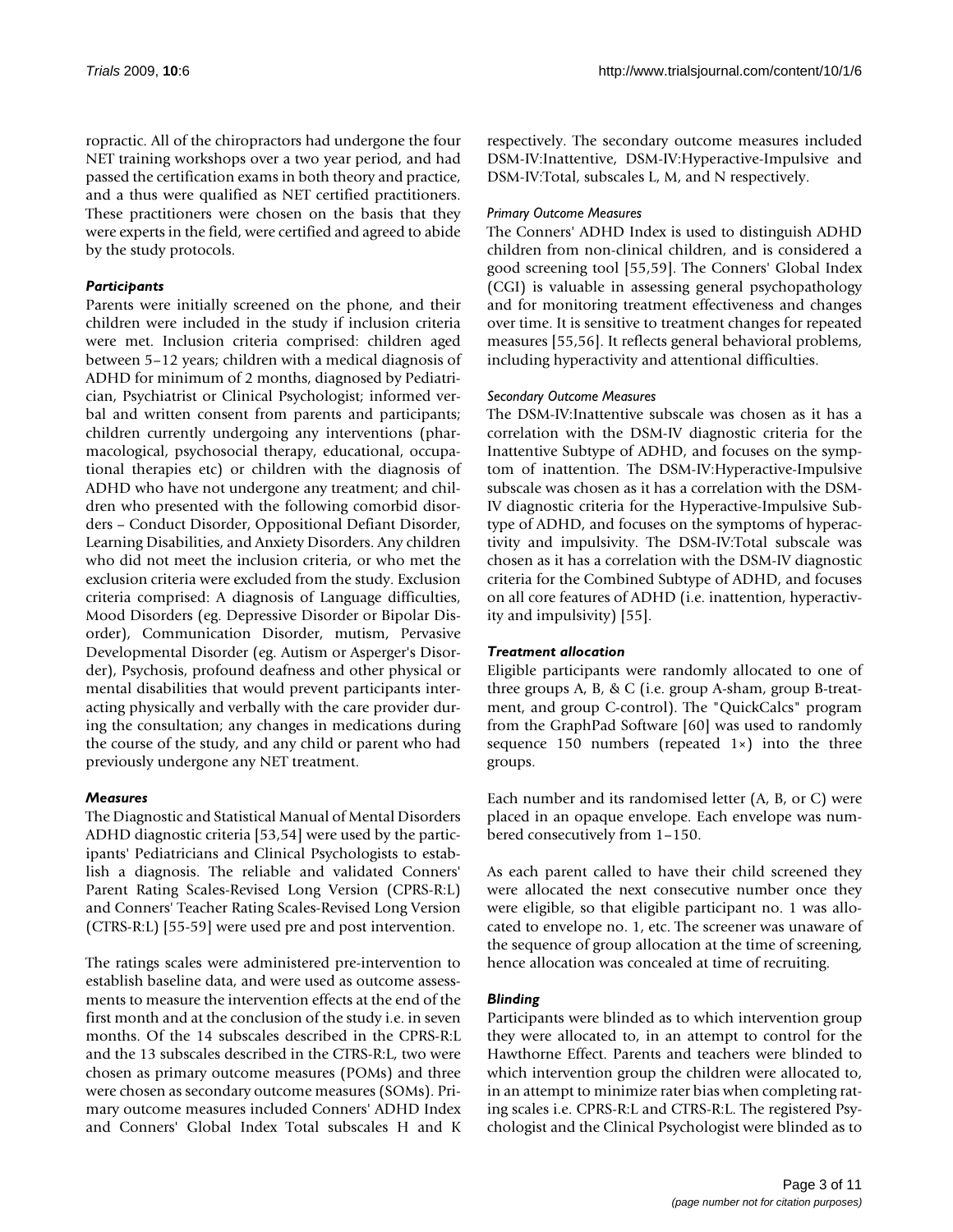ropractic. All of the chiropractors had undergone the four NET training workshops over a two year period, and had passed the certification exams in both theory and practice, and a thus were qualified as NET certified practitioners. These practitioners were chosen on the basis that they were experts in the field, were certified and agreed to abide by the study protocols.

### *Participants*

Parents were initially screened on the phone, and their children were included in the study if inclusion criteria were met. Inclusion criteria comprised: children aged between 5–12 years; children with a medical diagnosis of ADHD for minimum of 2 months, diagnosed by Pediatrician, Psychiatrist or Clinical Psychologist; informed verbal and written consent from parents and participants; children currently undergoing any interventions (pharmacological, psychosocial therapy, educational, occupational therapies etc) or children with the diagnosis of ADHD who have not undergone any treatment; and children who presented with the following comorbid disorders – Conduct Disorder, Oppositional Defiant Disorder, Learning Disabilities, and Anxiety Disorders. Any children who did not meet the inclusion criteria, or who met the exclusion criteria were excluded from the study. Exclusion criteria comprised: A diagnosis of Language difficulties, Mood Disorders (eg. Depressive Disorder or Bipolar Disorder), Communication Disorder, mutism, Pervasive Developmental Disorder (eg. Autism or Asperger's Disorder), Psychosis, profound deafness and other physical or mental disabilities that would prevent participants interacting physically and verbally with the care provider during the consultation; any changes in medications during the course of the study, and any child or parent who had previously undergone any NET treatment.

### *Measures*

The Diagnostic and Statistical Manual of Mental Disorders ADHD diagnostic criteria [53,54] were used by the participants' Pediatricians and Clinical Psychologists to establish a diagnosis. The reliable and validated Conners' Parent Rating Scales-Revised Long Version (CPRS-R:L) and Conners' Teacher Rating Scales-Revised Long Version (CTRS-R:L) [55-59] were used pre and post intervention.

The ratings scales were administered pre-intervention to establish baseline data, and were used as outcome assessments to measure the intervention effects at the end of the first month and at the conclusion of the study i.e. in seven months. Of the 14 subscales described in the CPRS-R:L and the 13 subscales described in the CTRS-R:L, two were chosen as primary outcome measures (POMs) and three were chosen as secondary outcome measures (SOMs). Primary outcome measures included Conners' ADHD Index and Conners' Global Index Total subscales H and K respectively. The secondary outcome measures included DSM-IV:Inattentive, DSM-IV:Hyperactive-Impulsive and DSM-IV:Total, subscales L, M, and N respectively.

#### *Primary Outcome Measures*

The Conners' ADHD Index is used to distinguish ADHD children from non-clinical children, and is considered a good screening tool [55,59]. The Conners' Global Index (CGI) is valuable in assessing general psychopathology and for monitoring treatment effectiveness and changes over time. It is sensitive to treatment changes for repeated measures [55,56]. It reflects general behavioral problems, including hyperactivity and attentional difficulties.

#### *Secondary Outcome Measures*

The DSM-IV:Inattentive subscale was chosen as it has a correlation with the DSM-IV diagnostic criteria for the Inattentive Subtype of ADHD, and focuses on the symptom of inattention. The DSM-IV:Hyperactive-Impulsive subscale was chosen as it has a correlation with the DSM-IV diagnostic criteria for the Hyperactive-Impulsive Subtype of ADHD, and focuses on the symptoms of hyperactivity and impulsivity. The DSM-IV:Total subscale was chosen as it has a correlation with the DSM-IV diagnostic criteria for the Combined Subtype of ADHD, and focuses on all core features of ADHD (i.e. inattention, hyperactivity and impulsivity) [55].

### *Treatment allocation*

Eligible participants were randomly allocated to one of three groups A, B, & C (i.e. group A-sham, group B-treatment, and group C-control). The "QuickCalcs" program from the GraphPad Software [60] was used to randomly sequence 150 numbers (repeated 1×) into the three groups.

Each number and its randomised letter (A, B, or C) were placed in an opaque envelope. Each envelope was numbered consecutively from 1–150.

As each parent called to have their child screened they were allocated the next consecutive number once they were eligible, so that eligible participant no. 1 was allocated to envelope no. 1, etc. The screener was unaware of the sequence of group allocation at the time of screening, hence allocation was concealed at time of recruiting.

### *Blinding*

Participants were blinded as to which intervention group they were allocated to, in an attempt to control for the Hawthorne Effect. Parents and teachers were blinded to which intervention group the children were allocated to, in an attempt to minimize rater bias when completing rating scales i.e. CPRS-R:L and CTRS-R:L. The registered Psychologist and the Clinical Psychologist were blinded as to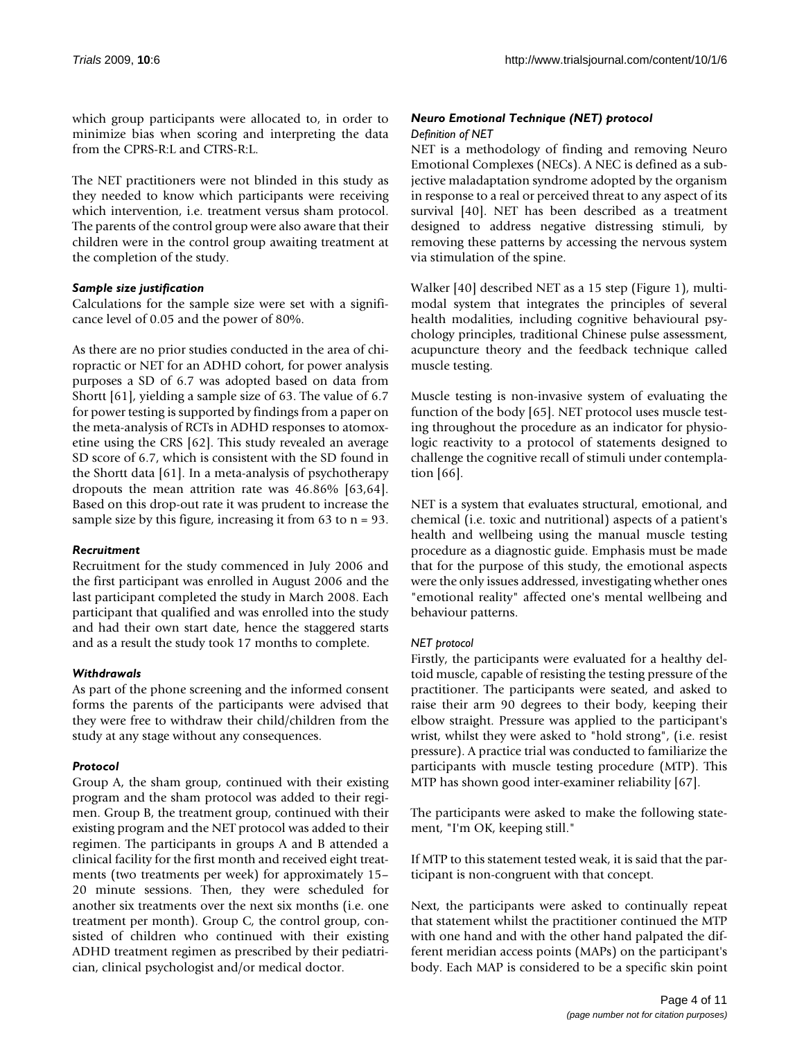which group participants were allocated to, in order to minimize bias when scoring and interpreting the data from the CPRS-R:L and CTRS-R:L.

The NET practitioners were not blinded in this study as they needed to know which participants were receiving which intervention, i.e. treatment versus sham protocol. The parents of the control group were also aware that their children were in the control group awaiting treatment at the completion of the study.

### *Sample size justification*

Calculations for the sample size were set with a significance level of 0.05 and the power of 80%.

As there are no prior studies conducted in the area of chiropractic or NET for an ADHD cohort, for power analysis purposes a SD of 6.7 was adopted based on data from Shortt [61], yielding a sample size of 63. The value of 6.7 for power testing is supported by findings from a paper on the meta-analysis of RCTs in ADHD responses to atomoxetine using the CRS [62]. This study revealed an average SD score of 6.7, which is consistent with the SD found in the Shortt data [61]. In a meta-analysis of psychotherapy dropouts the mean attrition rate was 46.86% [63,64]. Based on this drop-out rate it was prudent to increase the sample size by this figure, increasing it from 63 to n = 93.

### *Recruitment*

Recruitment for the study commenced in July 2006 and the first participant was enrolled in August 2006 and the last participant completed the study in March 2008. Each participant that qualified and was enrolled into the study and had their own start date, hence the staggered starts and as a result the study took 17 months to complete.

### *Withdrawals*

As part of the phone screening and the informed consent forms the parents of the participants were advised that they were free to withdraw their child/children from the study at any stage without any consequences.

### *Protocol*

Group A, the sham group, continued with their existing program and the sham protocol was added to their regimen. Group B, the treatment group, continued with their existing program and the NET protocol was added to their regimen. The participants in groups A and B attended a clinical facility for the first month and received eight treatments (two treatments per week) for approximately 15–20 minute sessions. Then, they were scheduled for another six treatments over the next six months (i.e. one treatment per month). Group C, the control group, consisted of children who continued with their existing ADHD treatment regimen as prescribed by their pediatrician, clinical psychologist and/or medical doctor.

### *Neuro Emotional Technique (NET) protocol*

#### *Definition of NET*

NET is a methodology of finding and removing Neuro Emotional Complexes (NECs). A NEC is defined as a subjective maladaptation syndrome adopted by the organism in response to a real or perceived threat to any aspect of its survival [40]. NET has been described as a treatment designed to address negative distressing stimuli, by removing these patterns by accessing the nervous system via stimulation of the spine.

Walker [40] described NET as a 15 step (Figure 1), multi-modal system that integrates the principles of several health modalities, including cognitive behavioural psychology principles, traditional Chinese pulse assessment, acupuncture theory and the feedback technique called muscle testing.

Muscle testing is non-invasive system of evaluating the function of the body [65]. NET protocol uses muscle testing throughout the procedure as an indicator for physiologic reactivity to a protocol of statements designed to challenge the cognitive recall of stimuli under contemplation [66].

NET is a system that evaluates structural, emotional, and chemical (i.e. toxic and nutritional) aspects of a patient's health and wellbeing using the manual muscle testing procedure as a diagnostic guide. Emphasis must be made that for the purpose of this study, the emotional aspects were the only issues addressed, investigating whether ones "emotional reality" affected one's mental wellbeing and behaviour patterns.

#### *NET protocol*

Firstly, the participants were evaluated for a healthy deltoid muscle, capable of resisting the testing pressure of the practitioner. The participants were seated, and asked to raise their arm 90 degrees to their body, keeping their elbow straight. Pressure was applied to the participant's wrist, whilst they were asked to "hold strong", (i.e. resist pressure). A practice trial was conducted to familiarize the participants with muscle testing procedure (MTP). This MTP has shown good inter-examiner reliability [67].

The participants were asked to make the following statement, "I'm OK, keeping still."

If MTP to this statement tested weak, it is said that the participant is non-congruent with that concept.

Next, the participants were asked to continually repeat that statement whilst the practitioner continued the MTP with one hand and with the other hand palpated the different meridian access points (MAPs) on the participant's body. Each MAP is considered to be a specific skin point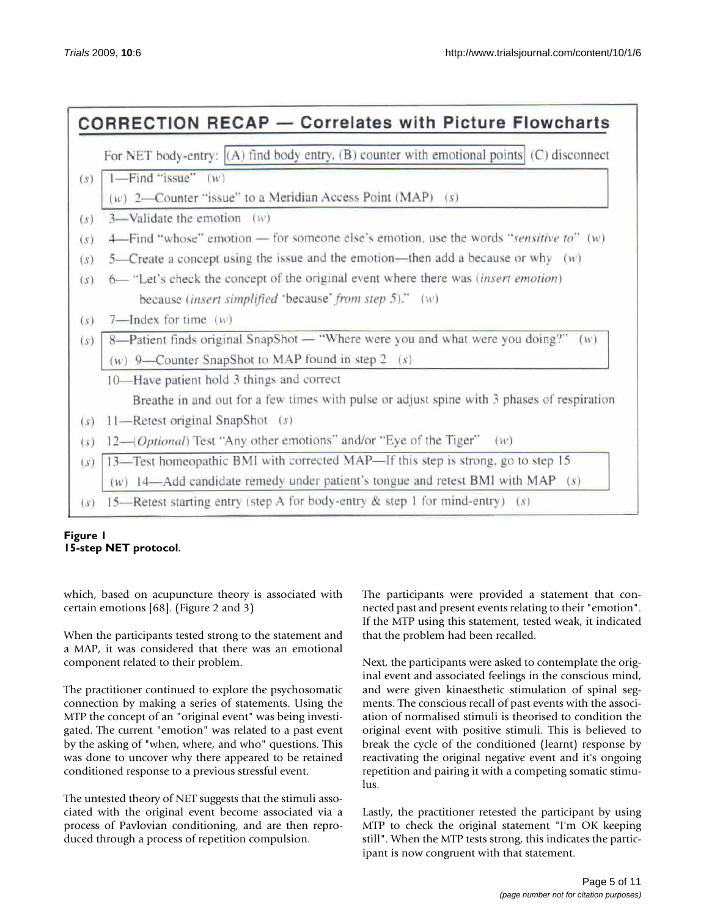**CORRECTION RECAP — Correlates with Picture Flowcharts**

For NET body-entry: (A) find body entry, (B) counter with emotional points (C) disconnect

(s) 1—Find "issue" (w)

(w) 2—Counter "issue" to a Meridian Access Point (MAP) (s)

(s) 3—Validate the emotion (w)

(s) 4—Find "whose" emotion — for someone else's emotion, use the words "*sensitive to*" (w)

(s) 5—Create a concept using the issue and the emotion—then add a because or why (w)

(s) 6— "Let's check the concept of the original event where there was (*insert emotion*) because (*insert simplified* 'because' *from step 5*)." (w)

(s) 7—Index for time (w)

(s) 8—Patient finds original SnapShot — "Where were you and what were you doing?" (w)

(w) 9—Counter SnapShot to MAP found in step 2 (s)

10—Have patient hold 3 things and correct

Breathe in and out for a few times with pulse or adjust spine with 3 phases of respiration

(s) 11—Retest original SnapShot (s)

(s) 12—(*Optional*) Test "Any other emotions" and/or "Eye of the Tiger" (w)

(s) 13—Test homeopathic BMI with corrected MAP—If this step is strong, go to step 15

(w) 14—Add candidate remedy under patient's tongue and retest BMI with MAP (s)

(s) 15—Retest starting entry (step A for body-entry & step 1 for mind-entry) (s)

**Figure 1**
**15-step NET protocol.**

which, based on acupuncture theory is associated with certain emotions [68]. (Figure 2 and 3)

When the participants tested strong to the statement and a MAP, it was considered that there was an emotional component related to their problem.

The practitioner continued to explore the psychosomatic connection by making a series of statements. Using the MTP the concept of an "original event" was being investigated. The current "emotion" was related to a past event by the asking of "when, where, and who" questions. This was done to uncover why there appeared to be retained conditioned response to a previous stressful event.

The untested theory of NET suggests that the stimuli associated with the original event become associated via a process of Pavlovian conditioning, and are then reproduced through a process of repetition compulsion.

The participants were provided a statement that connected past and present events relating to their "emotion". If the MTP using this statement, tested weak, it indicated that the problem had been recalled.

Next, the participants were asked to contemplate the original event and associated feelings in the conscious mind, and were given kinaesthetic stimulation of spinal segments. The conscious recall of past events with the association of normalised stimuli is theorised to condition the original event with positive stimuli. This is believed to break the cycle of the conditioned (learnt) response by reactivating the original negative event and it's ongoing repetition and pairing it with a competing somatic stimulus.

Lastly, the practitioner retested the participant by using MTP to check the original statement "I'm OK keeping still". When the MTP tests strong, this indicates the participant is now congruent with that statement.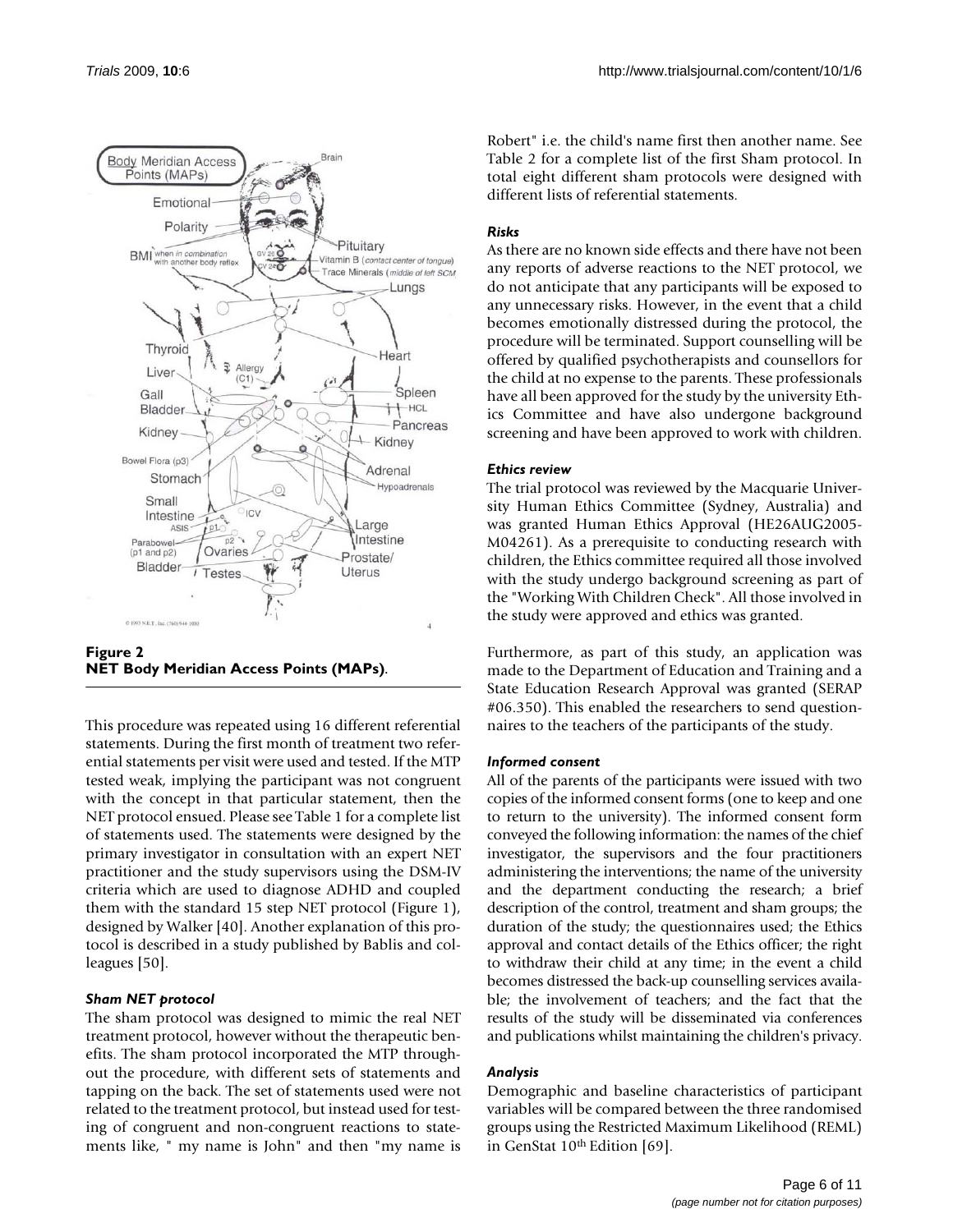**Figure 2**
**NET Body Meridian Access Points (MAPs)**.

This procedure was repeated using 16 different referential statements. During the first month of treatment two referential statements per visit were used and tested. If the MTP tested weak, implying the participant was not congruent with the concept in that particular statement, then the NET protocol ensued. Please see Table 1 for a complete list of statements used. The statements were designed by the primary investigator in consultation with an expert NET practitioner and the study supervisors using the DSM-IV criteria which are used to diagnose ADHD and coupled them with the standard 15 step NET protocol (Figure 1), designed by Walker [40]. Another explanation of this protocol is described in a study published by Bablis and colleagues [50].

### *Sham NET protocol*

The sham protocol was designed to mimic the real NET treatment protocol, however without the therapeutic benefits. The sham protocol incorporated the MTP throughout the procedure, with different sets of statements and tapping on the back. The set of statements used were not related to the treatment protocol, but instead used for testing of congruent and non-congruent reactions to statements like, " my name is John" and then "my name is Robert" i.e. the child's name first then another name. See Table 2 for a complete list of the first Sham protocol. In total eight different sham protocols were designed with different lists of referential statements.

### *Risks*

As there are no known side effects and there have not been any reports of adverse reactions to the NET protocol, we do not anticipate that any participants will be exposed to any unnecessary risks. However, in the event that a child becomes emotionally distressed during the protocol, the procedure will be terminated. Support counselling will be offered by qualified psychotherapists and counsellors for the child at no expense to the parents. These professionals have all been approved for the study by the university Ethics Committee and have also undergone background screening and have been approved to work with children.

### *Ethics review*

The trial protocol was reviewed by the Macquarie University Human Ethics Committee (Sydney, Australia) and was granted Human Ethics Approval (HE26AUG2005-M04261). As a prerequisite to conducting research with children, the Ethics committee required all those involved with the study undergo background screening as part of the "Working With Children Check". All those involved in the study were approved and ethics was granted.

Furthermore, as part of this study, an application was made to the Department of Education and Training and a State Education Research Approval was granted (SERAP #06.350). This enabled the researchers to send questionnaires to the teachers of the participants of the study.

### *Informed consent*

All of the parents of the participants were issued with two copies of the informed consent forms (one to keep and one to return to the university). The informed consent form conveyed the following information: the names of the chief investigator, the supervisors and the four practitioners administering the interventions; the name of the university and the department conducting the research; a brief description of the control, treatment and sham groups; the duration of the study; the questionnaires used; the Ethics approval and contact details of the Ethics officer; the right to withdraw their child at any time; in the event a child becomes distressed the back-up counselling services available; the involvement of teachers; and the fact that the results of the study will be disseminated via conferences and publications whilst maintaining the children's privacy.

### *Analysis*

Demographic and baseline characteristics of participant variables will be compared between the three randomised groups using the Restricted Maximum Likelihood (REML) in GenStat 10th Edition [69].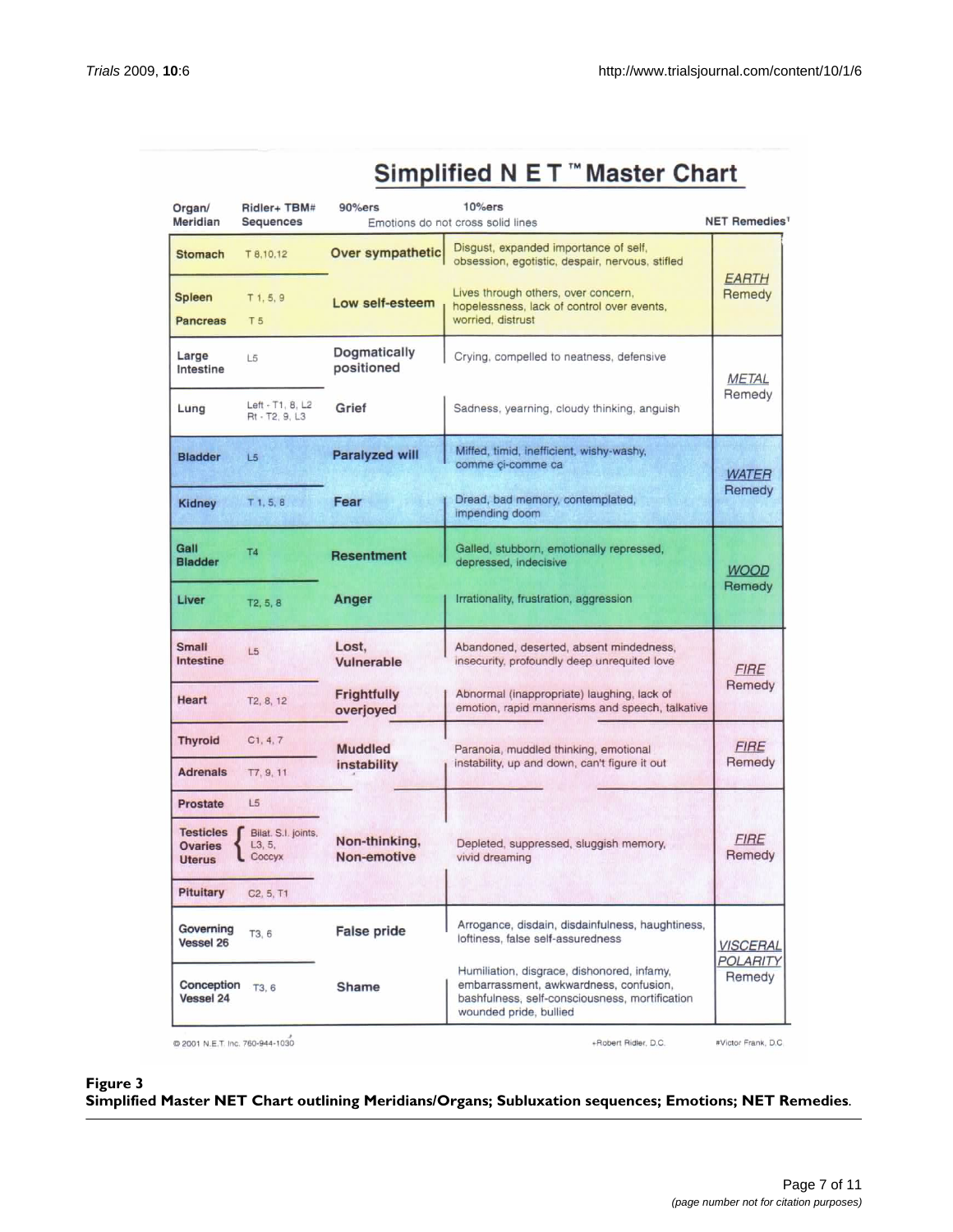# Simplified N E T ™ Master Chart

| Organ/ Meridian | Ridler+ TBM# Sequences | 90%ers | 10%ers (Emotions do not cross solid lines) | NET Remedies† |
|---|---|---|---|---|
| Stomach | T 8,10,12 | Over sympathetic | Disgust, expanded importance of self, obsession, egotistic, despair, nervous, stifled | EARTH Remedy |
| Spleen / Pancreas | T 1, 5, 9 / T 5 | Low self-esteem | Lives through others, over concern, hopelessness, lack of control over events, worried, distrust | |
| Large Intestine | L5 | Dogmatically positioned | Crying, compelled to neatness, defensive | METAL Remedy |
| Lung | Left - T1, 8, L2 Rt - T2, 9, L3 | Grief | Sadness, yearning, cloudy thinking, anguish | |
| Bladder | L5 | Paralyzed will | Miffed, timid, inefficient, wishy-washy, comme çi-comme ca | WATER Remedy |
| Kidney | T 1, 5, 8 | Fear | Dread, bad memory, contemplated, impending doom | |
| Gall Bladder | T4 | Resentment | Galled, stubborn, emotionally repressed, depressed, indecisive | WOOD Remedy |
| Liver | T2, 5, 8 | Anger | Irrationality, frustration, aggression | |
| Small Intestine | L5 | Lost, Vulnerable | Abandoned, deserted, absent mindedness, insecurity, profoundly deep unrequited love | FIRE Remedy |
| Heart | T2, 8, 12 | Frightfully overjoyed | Abnormal (inappropriate) laughing, lack of emotion, rapid mannerisms and speech, talkative | |
| Thyroid | C1, 4, 7 | Muddled instability | Paranoia, muddled thinking, emotional instability, up and down, can't figure it out | FIRE Remedy |
| Adrenals | T7, 9, 11 | | | |
| Prostate | L5 | Non-thinking, Non-emotive | Depleted, suppressed, sluggish memory, vivid dreaming | FIRE Remedy |
| Testicles / Ovaries / Uterus | Bilat. S.I. joints, L3, 5, Coccyx | | | |
| Pituitary | C2, 5, T1 | | | |
| Governing Vessel 26 | T3, 6 | False pride | Arrogance, disdain, disdainfulness, haughtiness, loftiness, false self-assuredness | VISCERAL POLARITY Remedy |
| Conception Vessel 24 | T3, 6 | Shame | Humiliation, disgrace, dishonored, infamy, embarrassment, awkwardness, confusion, bashfulness, self-consciousness, mortification wounded pride, bullied | |

© 2001 N.E.T. Inc. 760-944-1030 +Robert Ridler, D.C. #Victor Frank, D.C.

**Figure 3**
**Simplified Master NET Chart outlining Meridians/Organs; Subluxation sequences; Emotions; NET Remedies**.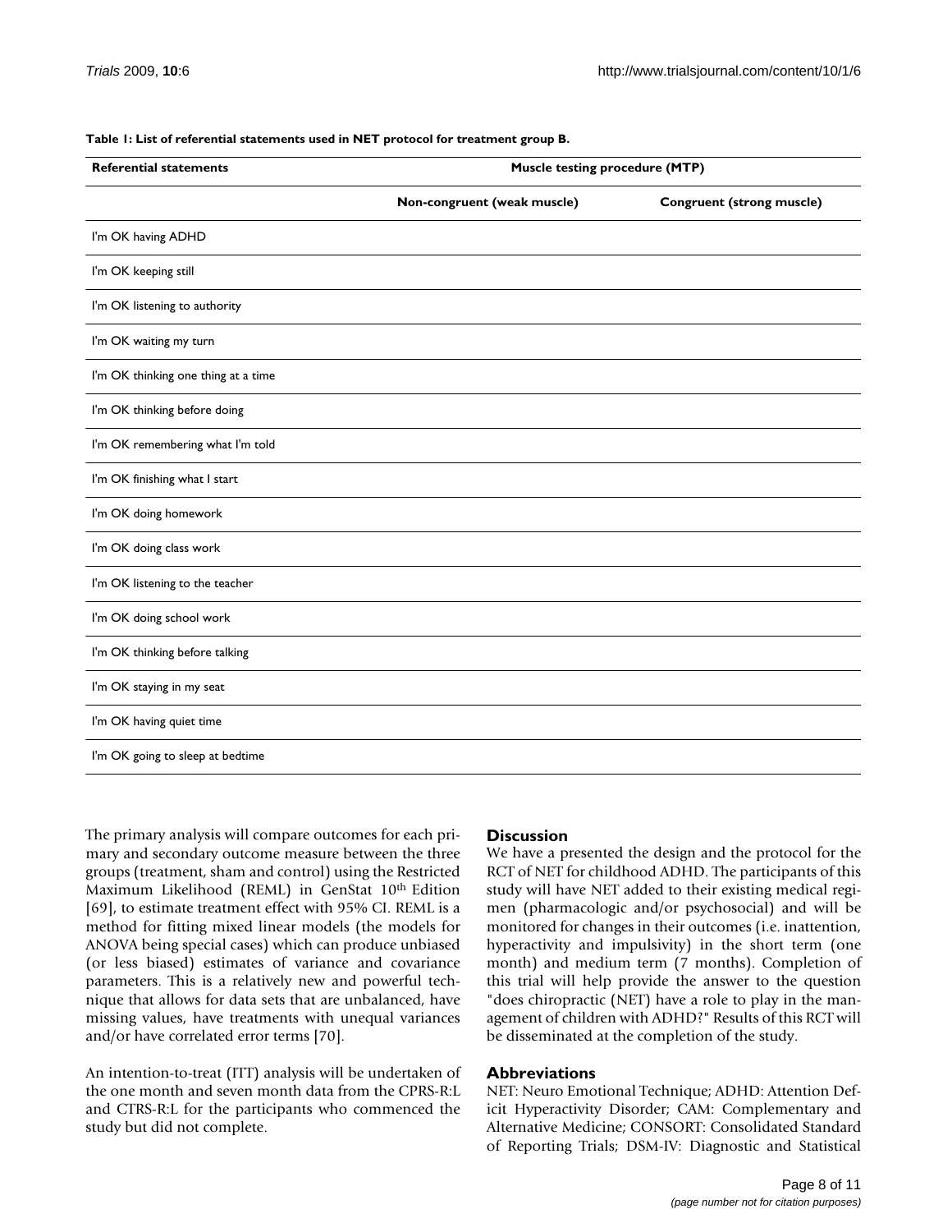**Table 1: List of referential statements used in NET protocol for treatment group B.**

| Referential statements | Muscle testing procedure (MTP) | |
| --- | --- | --- |
| | Non-congruent (weak muscle) | Congruent (strong muscle) |
| I'm OK having ADHD | | |
| I'm OK keeping still | | |
| I'm OK listening to authority | | |
| I'm OK waiting my turn | | |
| I'm OK thinking one thing at a time | | |
| I'm OK thinking before doing | | |
| I'm OK remembering what I'm told | | |
| I'm OK finishing what I start | | |
| I'm OK doing homework | | |
| I'm OK doing class work | | |
| I'm OK listening to the teacher | | |
| I'm OK doing school work | | |
| I'm OK thinking before talking | | |
| I'm OK staying in my seat | | |
| I'm OK having quiet time | | |
| I'm OK going to sleep at bedtime | | |

The primary analysis will compare outcomes for each primary and secondary outcome measure between the three groups (treatment, sham and control) using the Restricted Maximum Likelihood (REML) in GenStat 10th Edition [69], to estimate treatment effect with 95% CI. REML is a method for fitting mixed linear models (the models for ANOVA being special cases) which can produce unbiased (or less biased) estimates of variance and covariance parameters. This is a relatively new and powerful technique that allows for data sets that are unbalanced, have missing values, have treatments with unequal variances and/or have correlated error terms [70].

An intention-to-treat (ITT) analysis will be undertaken of the one month and seven month data from the CPRS-R:L and CTRS-R:L for the participants who commenced the study but did not complete.

## Discussion

We have a presented the design and the protocol for the RCT of NET for childhood ADHD. The participants of this study will have NET added to their existing medical regimen (pharmacologic and/or psychosocial) and will be monitored for changes in their outcomes (i.e. inattention, hyperactivity and impulsivity) in the short term (one month) and medium term (7 months). Completion of this trial will help provide the answer to the question "does chiropractic (NET) have a role to play in the management of children with ADHD?" Results of this RCT will be disseminated at the completion of the study.

## Abbreviations

NET: Neuro Emotional Technique; ADHD: Attention Deficit Hyperactivity Disorder; CAM: Complementary and Alternative Medicine; CONSORT: Consolidated Standard of Reporting Trials; DSM-IV: Diagnostic and Statistical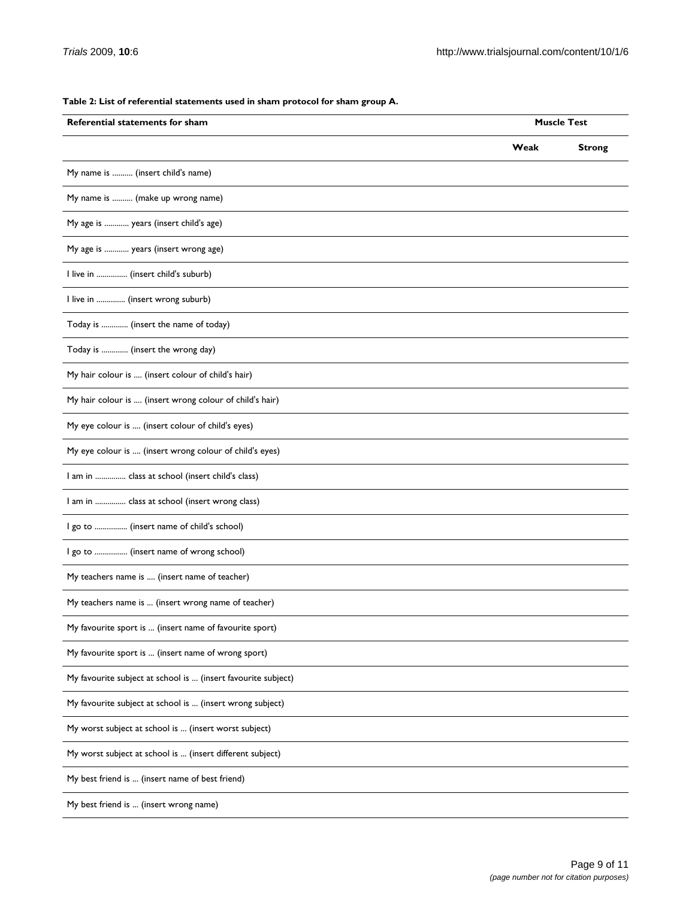**Table 2: List of referential statements used in sham protocol for sham group A.**

| Referential statements for sham | Muscle Test | |
|---|---|---|
| | **Weak** | **Strong** |
| My name is .......... (insert child's name) | | |
| My name is .......... (make up wrong name) | | |
| My age is ............ years (insert child's age) | | |
| My age is ............ years (insert wrong age) | | |
| I live in ............... (insert child's suburb) | | |
| I live in .............. (insert wrong suburb) | | |
| Today is ............. (insert the name of today) | | |
| Today is ............. (insert the wrong day) | | |
| My hair colour is .... (insert colour of child's hair) | | |
| My hair colour is .... (insert wrong colour of child's hair) | | |
| My eye colour is .... (insert colour of child's eyes) | | |
| My eye colour is .... (insert wrong colour of child's eyes) | | |
| I am in ............... class at school (insert child's class) | | |
| I am in ............... class at school (insert wrong class) | | |
| I go to ................ (insert name of child's school) | | |
| I go to ................ (insert name of wrong school) | | |
| My teachers name is .... (insert name of teacher) | | |
| My teachers name is ... (insert wrong name of teacher) | | |
| My favourite sport is ... (insert name of favourite sport) | | |
| My favourite sport is ... (insert name of wrong sport) | | |
| My favourite subject at school is ... (insert favourite subject) | | |
| My favourite subject at school is ... (insert wrong subject) | | |
| My worst subject at school is ... (insert worst subject) | | |
| My worst subject at school is ... (insert different subject) | | |
| My best friend is ... (insert name of best friend) | | |
| My best friend is ... (insert wrong name) | | |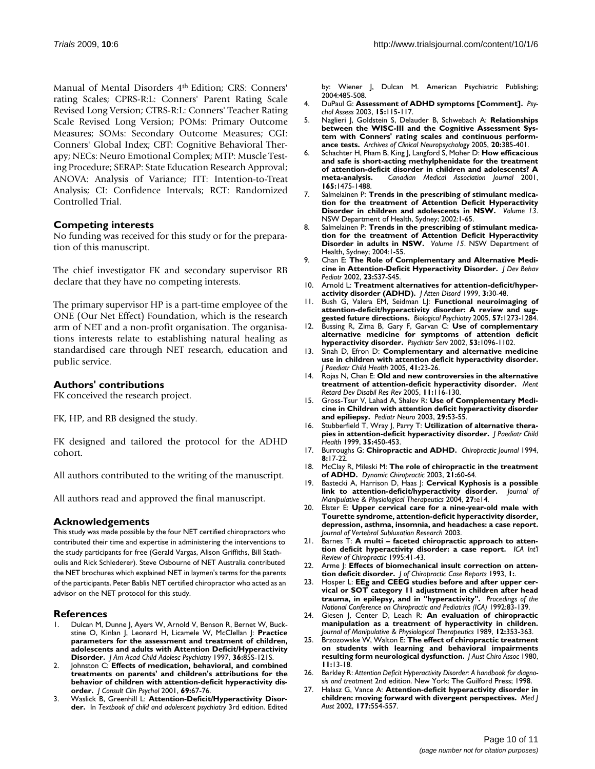Manual of Mental Disorders 4th Edition; CRS: Conners' rating Scales; CPRS-R:L: Conners' Parent Rating Scale Revised Long Version; CTRS-R:L: Conners' Teacher Rating Scale Revised Long Version; POMs: Primary Outcome Measures; SOMs: Secondary Outcome Measures; CGI: Conners' Global Index; CBT: Cognitive Behavioral Therapy; NECs: Neuro Emotional Complex; MTP: Muscle Testing Procedure; SERAP: State Education Research Approval; ANOVA: Analysis of Variance; ITT: Intention-to-Treat Analysis; CI: Confidence Intervals; RCT: Randomized Controlled Trial.

## Competing interests

No funding was received for this study or for the preparation of this manuscript.

The chief investigator FK and secondary supervisor RB declare that they have no competing interests.

The primary supervisor HP is a part-time employee of the ONE (Our Net Effect) Foundation, which is the research arm of NET and a non-profit organisation. The organisations interests relate to establishing natural healing as standardised care through NET research, education and public service.

## Authors' contributions

FK conceived the research project.

FK, HP, and RB designed the study.

FK designed and tailored the protocol for the ADHD cohort.

All authors contributed to the writing of the manuscript.

All authors read and approved the final manuscript.

## Acknowledgements

This study was made possible by the four NET certified chiropractors who contributed their time and expertise in administering the interventions to the study participants for free (Gerald Vargas, Alison Griffiths, Bill Stathoulis and Rick Schlederer). Steve Osbourne of NET Australia contributed the NET brochures which explained NET in laymen's terms for the parents of the participants. Peter Bablis NET certified chiropractor who acted as an advisor on the NET protocol for this study.

## References

1. Dulcan M, Dunne J, Ayers W, Arnold V, Benson R, Bernet W, Buckstine O, Kinlan J, Leonard H, Licamele W, McClellan J: **Practice parameters for the assessment and treatment of children, adolescents and adults with Attention Deficit/Hyperactivity Disorder.** *J Am Acad Child Adolesc Psychiatry* 1997, **36:**85S-121S.
2. Johnston C: **Effects of medication, behavioral, and combined treatments on parents' and children's attributions for the behavior of children with attention-deficit hyperactivity disorder.** *J Consult Clin Psychol* 2001, **69:**67-76.
3. Waslick B, Greenhill L: **Attention-Deficit/Hyperactivity Disorder.** In *Textbook of child and adolescent psychiatry* 3rd edition. Edited by: Wiener J, Dulcan M. American Psychiatric Publishing; 2004:485-508.
4. DuPaul G: **Assessment of ADHD symptoms [Comment].** *Psychol Assess* 2003, **15:**115-117.
5. Naglieri J, Goldstein S, Delauder B, Schwebach A: **Relationships between the WISC-III and the Cognitive Assessment System with Conners' rating scales and continuous performance tests.** *Archives of Clinical Neuropsychology* 2005, **20:**385-401.
6. Schachter H, Pham B, King J, Langford S, Moher D: **How efficacious and safe is short-acting methylphenidate for the treatment of attention-deficit disorder in children and adolescents? A meta-analysis.** *Canadian Medical Association Journal* 2001, **165:**1475-1488.
7. Salmelainen P: **Trends in the prescribing of stimulant medication for the treatment of Attention Deficit Hyperactivity Disorder in children and adolescents in NSW.** *Volume 13*. NSW Department of Health, Sydney; 2002:1-65.
8. Salmelainen P: **Trends in the prescribing of stimulant medication for the treatment of Attention Deficit Hyperactivity Disorder in adults in NSW.** *Volume 15*. NSW Department of Health, Sydney; 2004:1-55.
9. Chan E: **The Role of Complementary and Alternative Medicine in Attention-Deficit Hyperactivity Disorder.** *J Dev Behav Pediatr* 2002, **23:**S37-S45.
10. Arnold L: **Treatment alternatives for attention-deficit/hyperactivity disorder (ADHD).** *J Atten Disord* 1999, **3:**30-48.
11. Bush G, Valera EM, Seidman LJ: **Functional neuroimaging of attention-deficit/hyperactivity disorder: A review and suggested future directions.** *Biological Psychiatry* 2005, **57:**1273-1284.
12. Bussing R, Zima B, Gary F, Garvan C: **Use of complementary alternative medicine for symptoms of attention deficit hyperactivity disorder.** *Psychiatr Serv* 2002, **53:**1096-1102.
13. Sinah D, Efron D: **Complementary and alternative medicine use in children with attention deficit hyperactivity disorder.** *J Paediatr Child Health* 2005, **41:**23-26.
14. Rojas N, Chan E: **Old and new controversies in the alternative treatment of attention-deficit hyperactivity disorder.** *Ment Retard Dev Disabil Res Rev* 2005, **11:**116-130.
15. Gross-Tsur V, Lahad A, Shalev R: **Use of Complementary Medicine in Children with attention deficit hyperactivity disorder and epiliepsy.** *Pediatr Neuro* 2003, **29:**53-55.
16. Stubberfield T, Wray J, Parry T: **Utilization of alternative therapies in attention-deficit hyperactivity disorder.** *J Paediatr Child Health* 1999, **35:**450-453.
17. Burroughs G: **Chiropractic and ADHD.** *Chiropractic Journal* 1994, **8:**17-22.
18. McClay R, Mileski M: **The role of chiropractic in the treatment of ADHD.** *Dynamic Chiropractic* 2003, **21:**60-64.
19. Bastecki A, Harrison D, Haas J: **Cervical Kyphosis is a possible link to attention-deficit/hyperactivity disorder.** *Journal of Manipulative & Physiological Therapeutics* 2004, **27:**e14.
20. Elster E: **Upper cervical care for a nine-year-old male with Tourette syndrome, attention-deficit hyperactivity disorder, depression, asthma, insomnia, and headaches: a case report.** *Journal of Vertebral Subluxation Research* 2003.
21. Barnes T: **A multi – faceted chiropractic approach to attention deficit hyperactivity disorder: a case report.** *ICA Int'l Review of Chiropractic* 1995:41-43.
22. Arme J: **Effects of biomechanical insult correction on attention deficit disorder.** *J of Chiropractic Case Reports* 1993, **1:**.
23. Hosper L: **EEg and CEEG studies before and after upper cervical or SOT category 11 adjustment in children after head trauma, in epilepsy, and in "hyperactivity".** *Procedings of the National Conference on Chiropractic and Pediatrics (ICA)* 1992:83-139.
24. Giesen J, Center D, Leach R: **An evaluation of chiropractic manipulation as a treatment of hyperactivity in children.** *Journal of Manipulative & Physiological Therapeutics* 1989, **12:**353-363.
25. Brzozowske W, Walton E: **The effect of chiropractic treatment on students with learning and behavioral impairments resulting form neurological dysfunction.** *J Aust Chiro Assoc* 1980, **11:**13-18.
26. Barkley R: *Attention Deficit Hyperactivity Disorder: A handbook for diagnosis and treatment* 2nd edition. New York: The Guilford Press; 1998.
27. Halasz G, Vance A: **Attention-deficit hyperactivity disorder in children: moving forward with divergent perspectives.** *Med J Aust* 2002, **177:**554-557.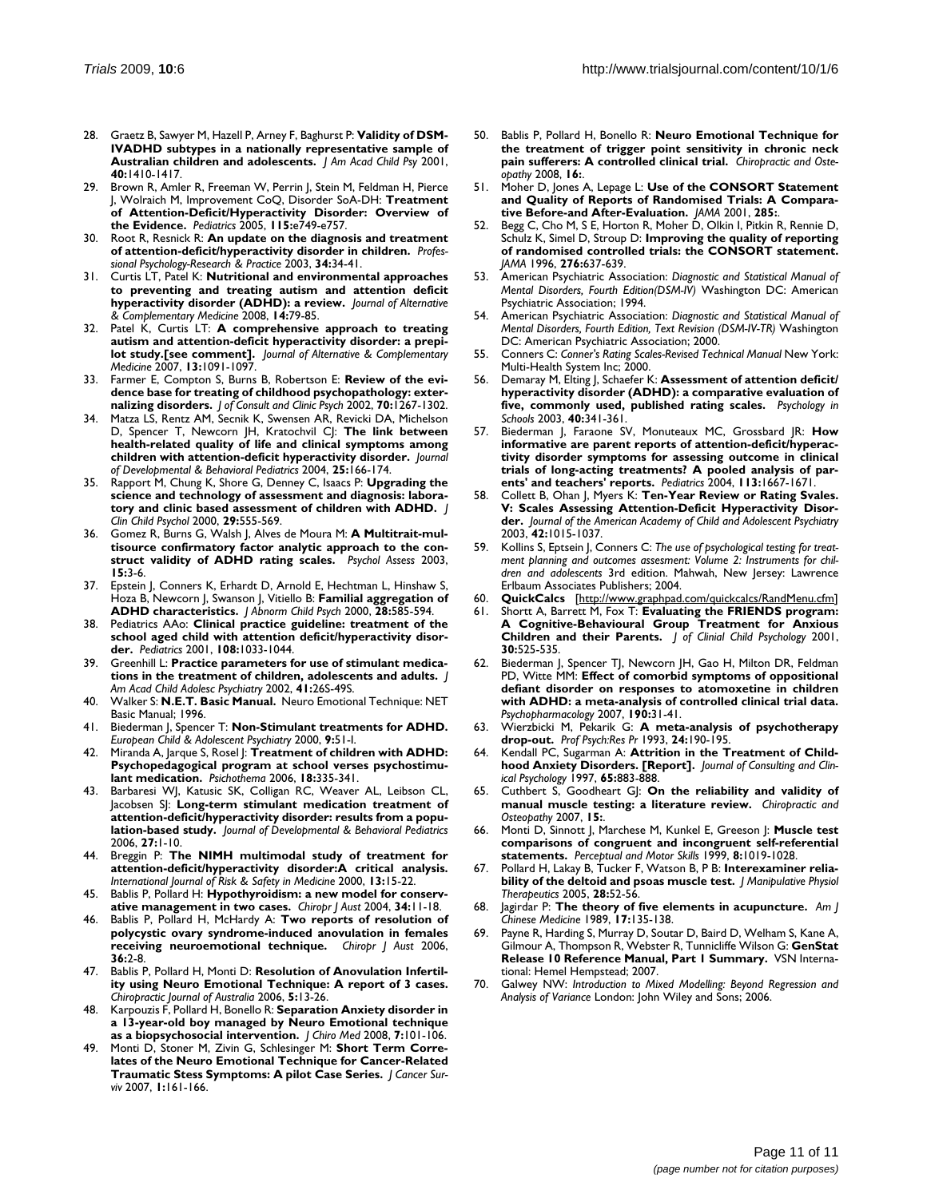28. Graetz B, Sawyer M, Hazell P, Arney F, Baghurst P: **Validity of DSM-IVADHD subtypes in a nationally representative sample of Australian children and adolescents.** *J Am Acad Child Psy* 2001, **40:**1410-1417.
29. Brown R, Amler R, Freeman W, Perrin J, Stein M, Feldman H, Pierce J, Wolraich M, Improvement CoQ, Disorder SoA-DH: **Treatment of Attention-Deficit/Hyperactivity Disorder: Overview of the Evidence.** *Pediatrics* 2005, **115:**e749-e757.
30. Root R, Resnick R: **An update on the diagnosis and treatment of attention-deficit/hyperactivity disorder in children.** *Professional Psychology-Research & Practice* 2003, **34:**34-41.
31. Curtis LT, Patel K: **Nutritional and environmental approaches to preventing and treating autism and attention deficit hyperactivity disorder (ADHD): a review.** *Journal of Alternative & Complementary Medicine* 2008, **14:**79-85.
32. Patel K, Curtis LT: **A comprehensive approach to treating autism and attention-deficit hyperactivity disorder: a prepilot study.[see comment].** *Journal of Alternative & Complementary Medicine* 2007, **13:**1091-1097.
33. Farmer E, Compton S, Burns B, Robertson E: **Review of the evidence base for treating of childhood psychopathology: externalizing disorders.** *J of Consult and Clinic Psych* 2002, **70:**1267-1302.
34. Matza LS, Rentz AM, Secnik K, Swensen AR, Revicki DA, Michelson D, Spencer T, Newcorn JH, Kratochvil CJ: **The link between health-related quality of life and clinical symptoms among children with attention-deficit hyperactivity disorder.** *Journal of Developmental & Behavioral Pediatrics* 2004, **25:**166-174.
35. Rapport M, Chung K, Shore G, Denney C, Isaacs P: **Upgrading the science and technology of assessment and diagnosis: laboratory and clinic based assessment of children with ADHD.** *J Clin Child Psychol* 2000, **29:**555-569.
36. Gomez R, Burns G, Walsh J, Alves de Moura M: **A Multitrait-multisource confirmatory factor analytic approach to the construct validity of ADHD rating scales.** *Psychol Assess* 2003, **15:**3-6.
37. Epstein J, Conners K, Erhardt D, Arnold E, Hechtman L, Hinshaw S, Hoza B, Newcorn J, Swanson J, Vitiello B: **Familial aggregation of ADHD characteristics.** *J Abnorm Child Psych* 2000, **28:**585-594.
38. Pediatrics AAo: **Clinical practice guideline: treatment of the school aged child with attention deficit/hyperactivity disorder.** *Pediatrics* 2001, **108:**1033-1044.
39. Greenhill L: **Practice parameters for use of stimulant medications in the treatment of children, adolescents and adults.** *J Am Acad Child Adolesc Psychiatry* 2002, **41:**26S-49S.
40. Walker S: **N.E.T. Basic Manual.** Neuro Emotional Technique: NET Basic Manual; 1996.
41. Biederman J, Spencer T: **Non-Stimulant treatments for ADHD.** *European Child & Adolescent Psychiatry* 2000, **9:**51-I.
42. Miranda A, Jarque S, Rosel J: **Treatment of children with ADHD: Psychopedagogical program at school verses psychostimulant medication.** *Psichothema* 2006, **18:**335-341.
43. Barbaresi WJ, Katusic SK, Colligan RC, Weaver AL, Leibson CL, Jacobsen SJ: **Long-term stimulant medication treatment of attention-deficit/hyperactivity disorder: results from a population-based study.** *Journal of Developmental & Behavioral Pediatrics* 2006, **27:**1-10.
44. Breggin P: **The NIMH multimodal study of treatment for attention-deficit/hyperactivity disorder:A critical analysis.** *International Journal of Risk & Safety in Medicine* 2000, **13:**15-22.
45. Bablis P, Pollard H: **Hypothyroidism: a new model for conservative management in two cases.** *Chiropr J Aust* 2004, **34:**11-18.
46. Bablis P, Pollard H, McHardy A: **Two reports of resolution of polycystic ovary syndrome-induced anovulation in females receiving neuroemotional technique.** *Chiropr J Aust* 2006, **36:**2-8.
47. Bablis P, Pollard H, Monti D: **Resolution of Anovulation Infertility using Neuro Emotional Technique: A report of 3 cases.** *Chiropractic Journal of Australia* 2006, **5:**13-26.
48. Karpouzis F, Pollard H, Bonello R: **Separation Anxiety disorder in a 13-year-old boy managed by Neuro Emotional technique as a biopsychosocial intervention.** *J Chiro Med* 2008, **7:**101-106.
49. Monti D, Stoner M, Zivin G, Schlesinger M: **Short Term Correlates of the Neuro Emotional Technique for Cancer-Related Traumatic Stess Symptoms: A pilot Case Series.** *J Cancer Surviv* 2007, **1:**161-166.
50. Bablis P, Pollard H, Bonello R: **Neuro Emotional Technique for the treatment of trigger point sensitivity in chronic neck pain sufferers: A controlled clinical trial.** *Chiropractic and Osteopathy* 2008, **16:**.
51. Moher D, Jones A, Lepage L: **Use of the CONSORT Statement and Quality of Reports of Randomised Trials: A Comparative Before-and After-Evaluation.** *JAMA* 2001, **285:**.
52. Begg C, Cho M, S E, Horton R, Moher D, Olkin I, Pitkin R, Rennie D, Schulz K, Simel D, Stroup D: **Improving the quality of reporting of randomised controlled trials: the CONSORT statement.** *JAMA* 1996, **276:**637-639.
53. American Psychiatric Association: *Diagnostic and Statistical Manual of Mental Disorders, Fourth Edition(DSM-IV)* Washington DC: American Psychiatric Association; 1994.
54. American Psychiatric Association: *Diagnostic and Statistical Manual of Mental Disorders, Fourth Edition, Text Revision (DSM-IV-TR)* Washington DC: American Psychiatric Association; 2000.
55. Conners C: *Conner's Rating Scales-Revised Technical Manual* New York: Multi-Health System Inc; 2000.
56. Demaray M, Elting J, Schaefer K: **Assessment of attention deficit/hyperactivity disorder (ADHD): a comparative evaluation of five, commonly used, published rating scales.** *Psychology in Schools* 2003, **40:**341-361.
57. Biederman J, Faraone SV, Monuteaux MC, Grossbard JR: **How informative are parent reports of attention-deficit/hyperactivity disorder symptoms for assessing outcome in clinical trials of long-acting treatments? A pooled analysis of parents' and teachers' reports.** *Pediatrics* 2004, **113:**1667-1671.
58. Collett B, Ohan J, Myers K: **Ten-Year Review or Rating Svales. V: Scales Assessing Attention-Deficit Hyperactivity Disorder.** *Journal of the American Academy of Child and Adolescent Psychiatry* 2003, **42:**1015-1037.
59. Kollins S, Eptsein J, Conners C: *The use of psychological testing for treatment planning and outcomes assesment: Volume 2: Instruments for children and adolescents* 3rd edition. Mahwah, New Jersey: Lawrence Erlbaum Associates Publishers; 2004.
60. **QuickCalcs** [http://www.graphpad.com/quickcalcs/RandMenu.cfm]
61. Shortt A, Barrett M, Fox T: **Evaluating the FRIENDS program: A Cognitive-Behavioural Group Treatment for Anxious Children and their Parents.** *J of Clinial Child Psychology* 2001, **30:**525-535.
62. Biederman J, Spencer TJ, Newcorn JH, Gao H, Milton DR, Feldman PD, Witte MM: **Effect of comorbid symptoms of oppositional defiant disorder on responses to atomoxetine in children with ADHD: a meta-analysis of controlled clinical trial data.** *Psychopharmacology* 2007, **190:**31-41.
63. Wierzbicki M, Pekarik G: **A meta-analysis of psychotherapy drop-out.** *Prof Psych:Res Pr* 1993, **24:**190-195.
64. Kendall PC, Sugarman A: **Attrition in the Treatment of Childhood Anxiety Disorders. [Report].** *Journal of Consulting and Clinical Psychology* 1997, **65:**883-888.
65. Cuthbert S, Goodheart GJ: **On the reliability and validity of manual muscle testing: a literature review.** *Chiropractic and Osteopathy* 2007, **15:**.
66. Monti D, Sinnott J, Marchese M, Kunkel E, Greeson J: **Muscle test comparisons of congruent and incongruent self-referential statements.** *Perceptual and Motor Skills* 1999, **8:**1019-1028.
67. Pollard H, Lakay B, Tucker F, Watson B, P B: **Interexaminer reliability of the deltoid and psoas muscle test.** *J Manipulative Physiol Therapeutics* 2005, **28:**52-56.
68. Jagirdar P: **The theory of five elements in acupuncture.** *Am J Chinese Medicine* 1989, **17:**135-138.
69. Payne R, Harding S, Murray D, Soutar D, Baird D, Welham S, Kane A, Gilmour A, Thompson R, Webster R, Tunnicliffe Wilson G: **GenStat Release 10 Reference Manual, Part 1 Summary.** VSN International: Hemel Hempstead; 2007.
70. Galwey NW: *Introduction to Mixed Modelling: Beyond Regression and Analysis of Variance* London: John Wiley and Sons; 2006.